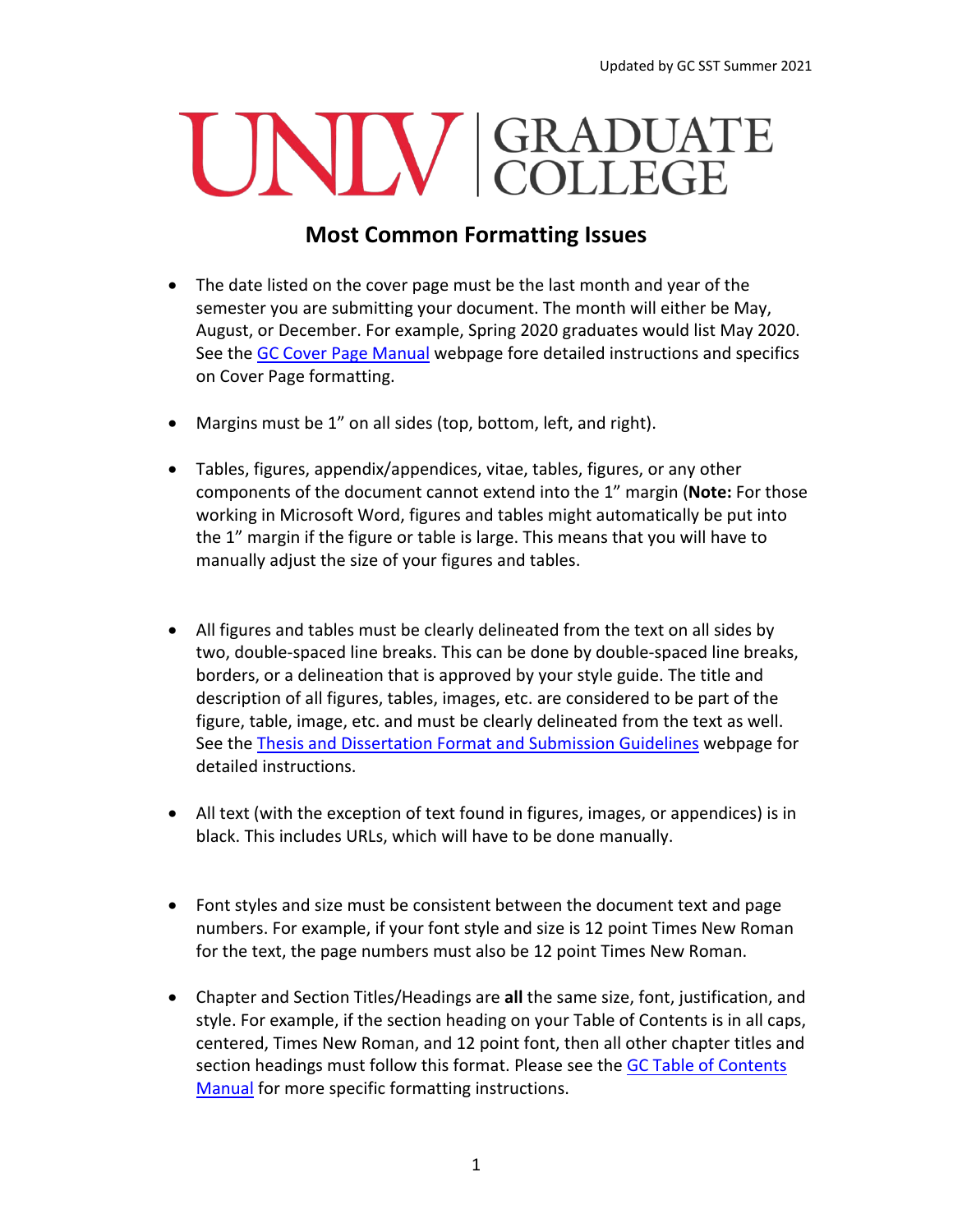Updated by GC SST Summer 2021

UNLV | GRADUATE COLLEGE

## Most Common Formatting Issues

- The date listed on the cover page must be the last month and year of the semester you are submitting your document. The month will either be May, August, or December. For example, Spring 2020 graduates would list May 2020. See the GC Cover Page Manual webpage fore detailed instructions and specifics on Cover Page formatting.

- Margins must be 1" on all sides (top, bottom, left, and right).

- Tables, figures, appendix/appendices, vitae, tables, figures, or any other components of the document cannot extend into the 1" margin (**Note:** For those working in Microsoft Word, figures and tables might automatically be put into the 1" margin if the figure or table is large. This means that you will have to manually adjust the size of your figures and tables.

- All figures and tables must be clearly delineated from the text on all sides by two, double-spaced line breaks. This can be done by double-spaced line breaks, borders, or a delineation that is approved by your style guide. The title and description of all figures, tables, images, etc. are considered to be part of the figure, table, image, etc. and must be clearly delineated from the text as well. See the Thesis and Dissertation Format and Submission Guidelines webpage for detailed instructions.

- All text (with the exception of text found in figures, images, or appendices) is in black. This includes URLs, which will have to be done manually.

- Font styles and size must be consistent between the document text and page numbers. For example, if your font style and size is 12 point Times New Roman for the text, the page numbers must also be 12 point Times New Roman.

- Chapter and Section Titles/Headings are **all** the same size, font, justification, and style. For example, if the section heading on your Table of Contents is in all caps, centered, Times New Roman, and 12 point font, then all other chapter titles and section headings must follow this format. Please see the GC Table of Contents Manual for more specific formatting instructions.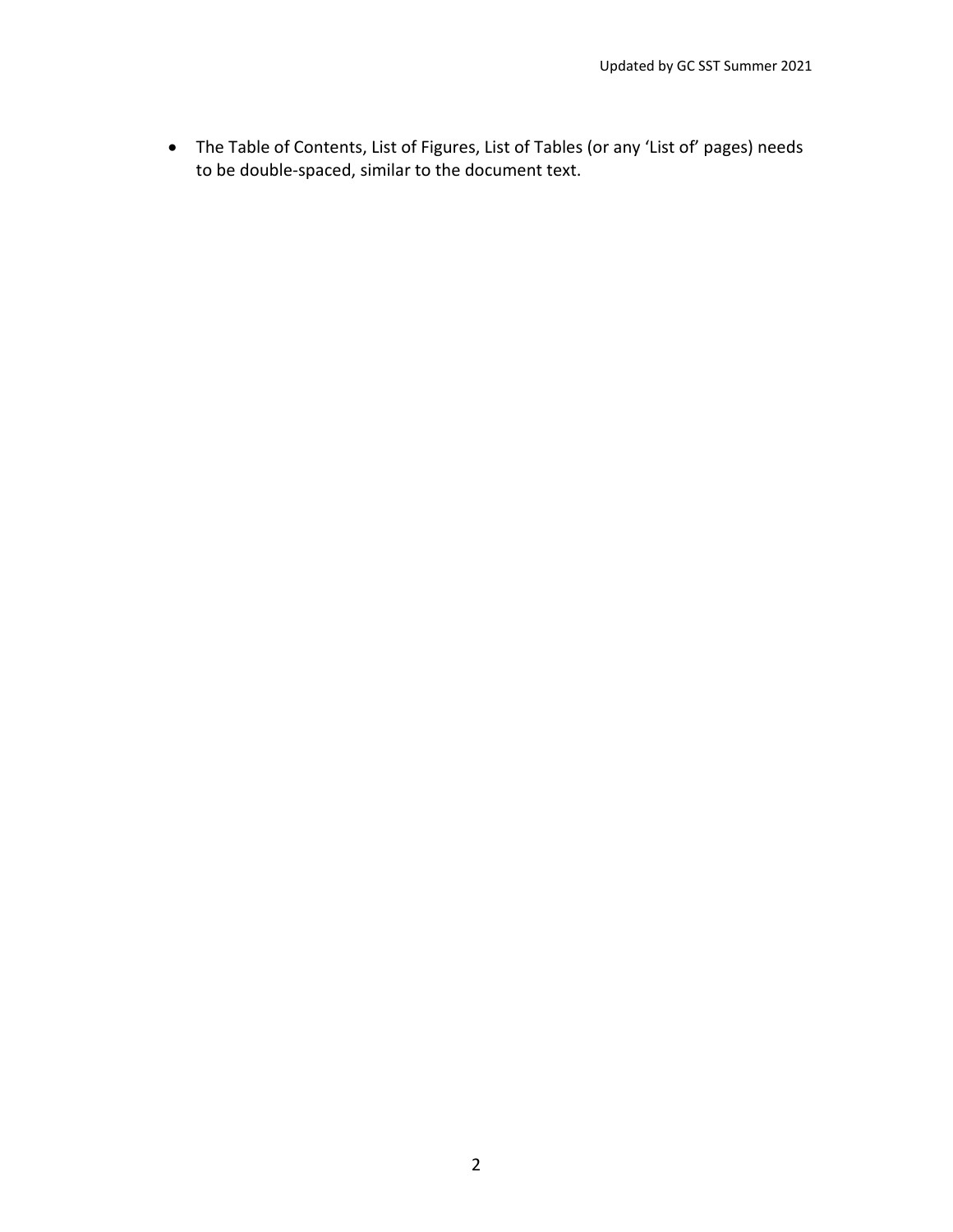- The Table of Contents, List of Figures, List of Tables (or any 'List of' pages) needs to be double-spaced, similar to the document text.